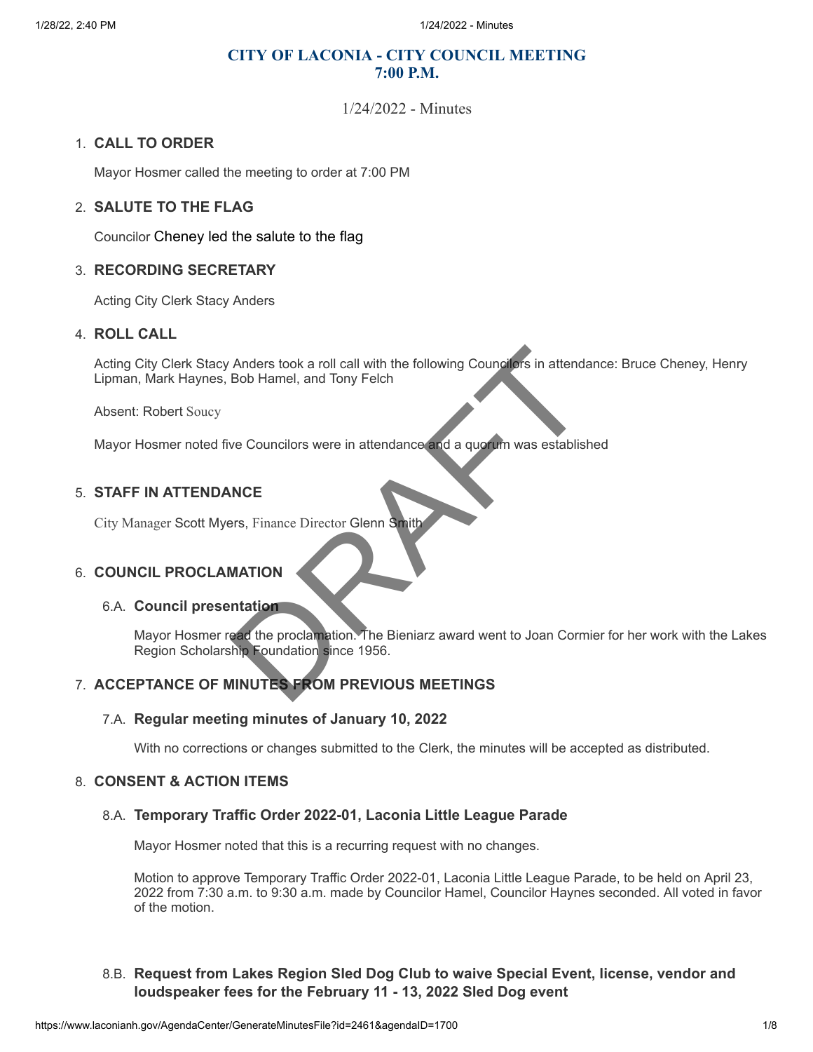# CITY OF LACONIA - CITY COUNCIL MEETING
# 7:00 P.M.

1/24/2022 - Minutes

1. **CALL TO ORDER**

   Mayor Hosmer called the meeting to order at 7:00 PM

2. **SALUTE TO THE FLAG**

   Councilor Cheney led the salute to the flag

3. **RECORDING SECRETARY**

   Acting City Clerk Stacy Anders

4. **ROLL CALL**

   Acting City Clerk Stacy Anders took a roll call with the following Councilors in attendance: Bruce Cheney, Henry Lipman, Mark Haynes, Bob Hamel, and Tony Felch

   Absent: Robert Soucy

   Mayor Hosmer noted five Councilors were in attendance and a quorum was established

5. **STAFF IN ATTENDANCE**

   City Manager Scott Myers, Finance Director Glenn Smith

6. **COUNCIL PROCLAMATION**

   6.A. **Council presentation**

   Mayor Hosmer read the proclamation. The Bieniarz award went to Joan Cormier for her work with the Lakes Region Scholarship Foundation since 1956.

7. **ACCEPTANCE OF MINUTES FROM PREVIOUS MEETINGS**

   7.A. **Regular meeting minutes of January 10, 2022**

   With no corrections or changes submitted to the Clerk, the minutes will be accepted as distributed.

8. **CONSENT & ACTION ITEMS**

   8.A. **Temporary Traffic Order 2022-01, Laconia Little League Parade**

   Mayor Hosmer noted that this is a recurring request with no changes.

   Motion to approve Temporary Traffic Order 2022-01, Laconia Little League Parade, to be held on April 23, 2022 from 7:30 a.m. to 9:30 a.m. made by Councilor Hamel, Councilor Haynes seconded. All voted in favor of the motion.

   8.B. **Request from Lakes Region Sled Dog Club to waive Special Event, license, vendor and loudspeaker fees for the February 11 - 13, 2022 Sled Dog event**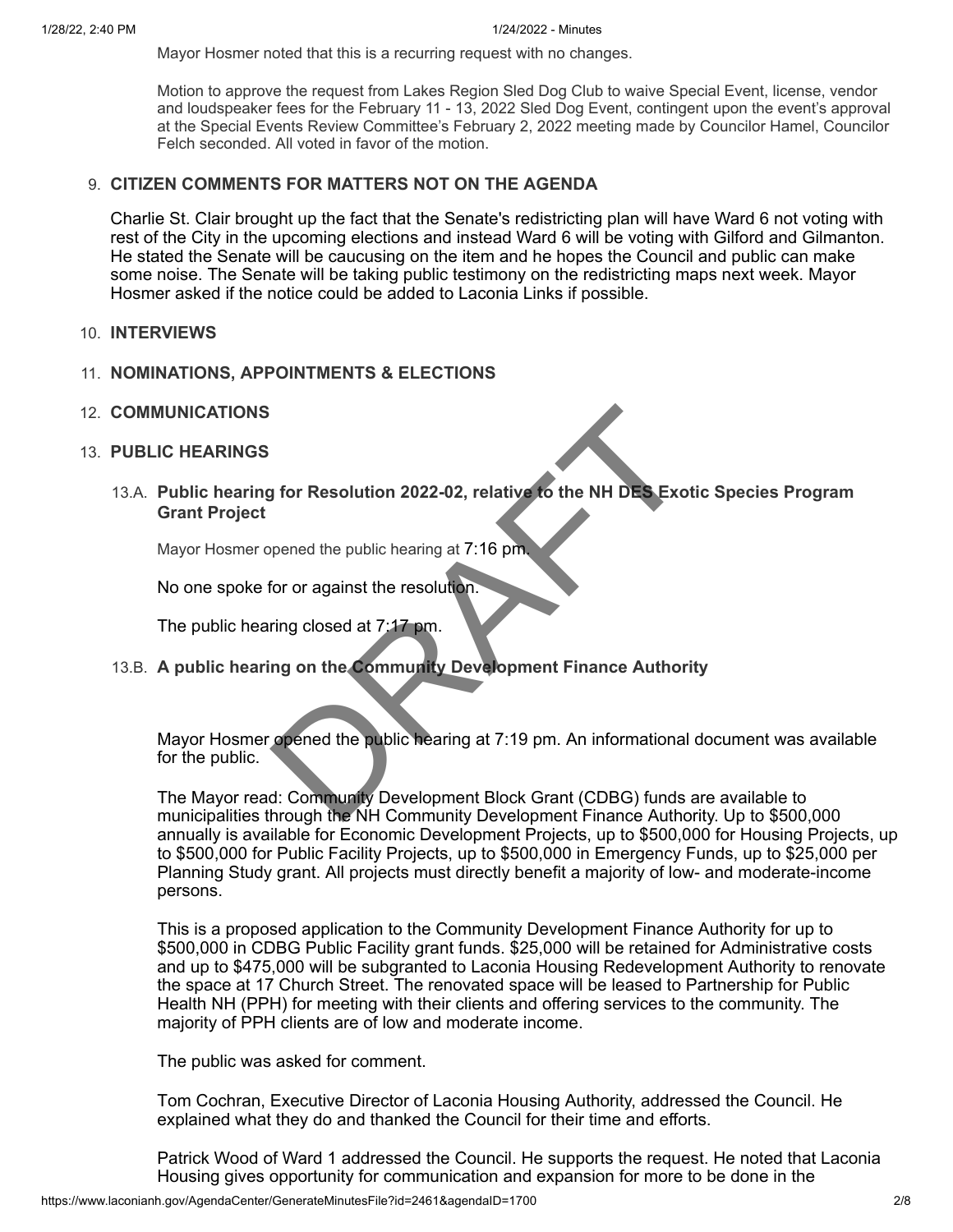Mayor Hosmer noted that this is a recurring request with no changes.

Motion to approve the request from Lakes Region Sled Dog Club to waive Special Event, license, vendor and loudspeaker fees for the February 11 - 13, 2022 Sled Dog Event, contingent upon the event's approval at the Special Events Review Committee's February 2, 2022 meeting made by Councilor Hamel, Councilor Felch seconded. All voted in favor of the motion.

9. **CITIZEN COMMENTS FOR MATTERS NOT ON THE AGENDA**

Charlie St. Clair brought up the fact that the Senate's redistricting plan will have Ward 6 not voting with rest of the City in the upcoming elections and instead Ward 6 will be voting with Gilford and Gilmanton. He stated the Senate will be caucusing on the item and he hopes the Council and public can make some noise. The Senate will be taking public testimony on the redistricting maps next week. Mayor Hosmer asked if the notice could be added to Laconia Links if possible.

10. **INTERVIEWS**

11. **NOMINATIONS, APPOINTMENTS & ELECTIONS**

12. **COMMUNICATIONS**

13. **PUBLIC HEARINGS**

13.A. **Public hearing for Resolution 2022-02, relative to the NH DES Exotic Species Program Grant Project**

Mayor Hosmer opened the public hearing at 7:16 pm.

No one spoke for or against the resolution.

The public hearing closed at 7:17 pm.

13.B. **A public hearing on the Community Development Finance Authority**

Mayor Hosmer opened the public hearing at 7:19 pm. An informational document was available for the public.

The Mayor read: Community Development Block Grant (CDBG) funds are available to municipalities through the NH Community Development Finance Authority. Up to $500,000 annually is available for Economic Development Projects, up to $500,000 for Housing Projects, up to $500,000 for Public Facility Projects, up to $500,000 in Emergency Funds, up to $25,000 per Planning Study grant. All projects must directly benefit a majority of low- and moderate-income persons.

This is a proposed application to the Community Development Finance Authority for up to $500,000 in CDBG Public Facility grant funds. $25,000 will be retained for Administrative costs and up to $475,000 will be subgranted to Laconia Housing Redevelopment Authority to renovate the space at 17 Church Street. The renovated space will be leased to Partnership for Public Health NH (PPH) for meeting with their clients and offering services to the community. The majority of PPH clients are of low and moderate income.

The public was asked for comment.

Tom Cochran, Executive Director of Laconia Housing Authority, addressed the Council. He explained what they do and thanked the Council for their time and efforts.

Patrick Wood of Ward 1 addressed the Council. He supports the request. He noted that Laconia Housing gives opportunity for communication and expansion for more to be done in the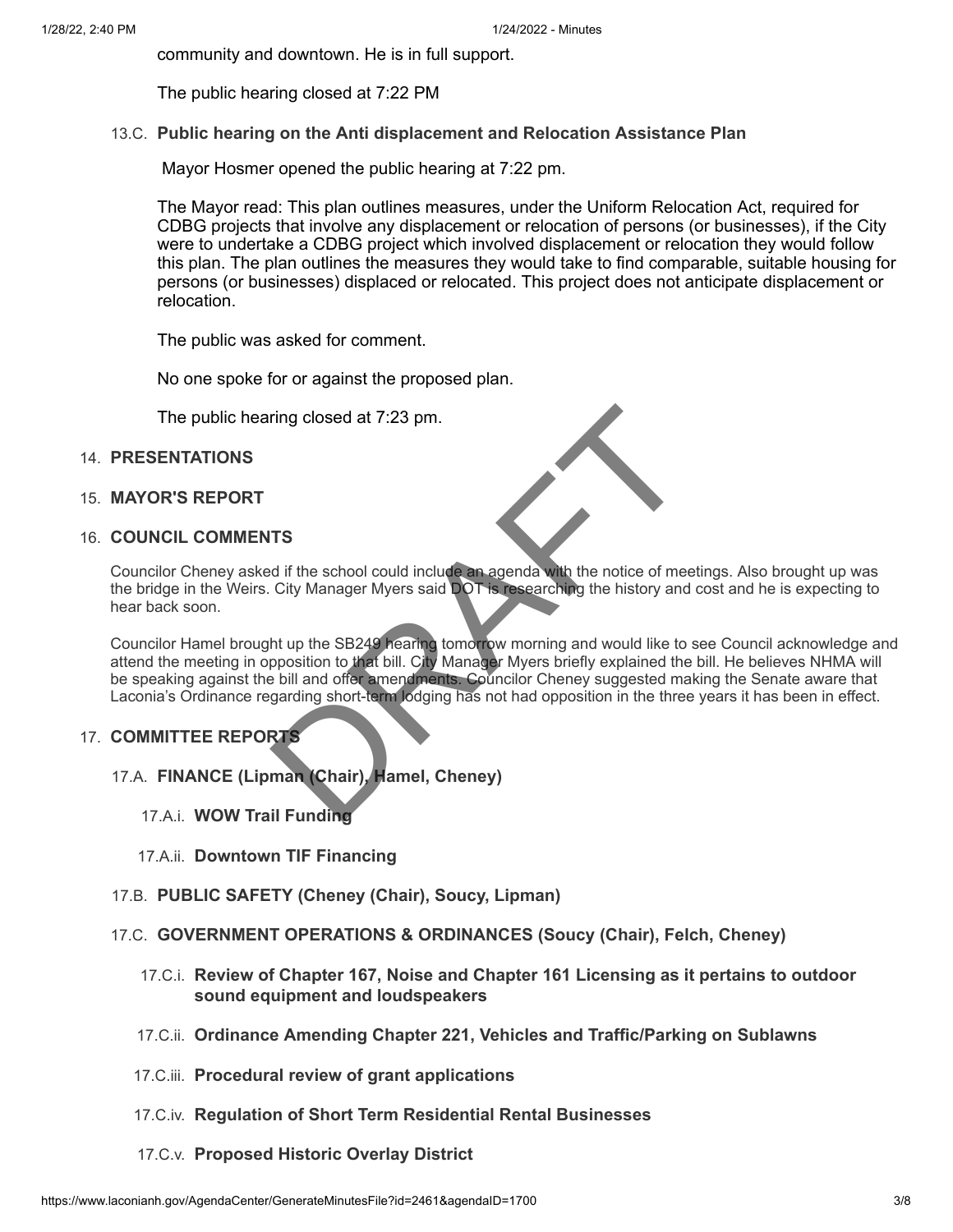community and downtown. He is in full support.

The public hearing closed at 7:22 PM

13.C. **Public hearing on the Anti displacement and Relocation Assistance Plan**

Mayor Hosmer opened the public hearing at 7:22 pm.

The Mayor read: This plan outlines measures, under the Uniform Relocation Act, required for CDBG projects that involve any displacement or relocation of persons (or businesses), if the City were to undertake a CDBG project which involved displacement or relocation they would follow this plan. The plan outlines the measures they would take to find comparable, suitable housing for persons (or businesses) displaced or relocated. This project does not anticipate displacement or relocation.

The public was asked for comment.

No one spoke for or against the proposed plan.

The public hearing closed at 7:23 pm.

14. **PRESENTATIONS**

15. **MAYOR'S REPORT**

16. **COUNCIL COMMENTS**

Councilor Cheney asked if the school could include an agenda with the notice of meetings. Also brought up was the bridge in the Weirs. City Manager Myers said DOT is researching the history and cost and he is expecting to hear back soon.

Councilor Hamel brought up the SB249 hearing tomorrow morning and would like to see Council acknowledge and attend the meeting in opposition to that bill. City Manager Myers briefly explained the bill. He believes NHMA will be speaking against the bill and offer amendments. Councilor Cheney suggested making the Senate aware that Laconia's Ordinance regarding short-term lodging has not had opposition in the three years it has been in effect.

17. **COMMITTEE REPORTS**

17.A. **FINANCE (Lipman (Chair), Hamel, Cheney)**

17.A.i. **WOW Trail Funding**

17.A.ii. **Downtown TIF Financing**

17.B. **PUBLIC SAFETY (Cheney (Chair), Soucy, Lipman)**

17.C. **GOVERNMENT OPERATIONS & ORDINANCES (Soucy (Chair), Felch, Cheney)**

17.C.i. **Review of Chapter 167, Noise and Chapter 161 Licensing as it pertains to outdoor sound equipment and loudspeakers**

17.C.ii. **Ordinance Amending Chapter 221, Vehicles and Traffic/Parking on Sublawns**

17.C.iii. **Procedural review of grant applications**

17.C.iv. **Regulation of Short Term Residential Rental Businesses**

17.C.v. **Proposed Historic Overlay District**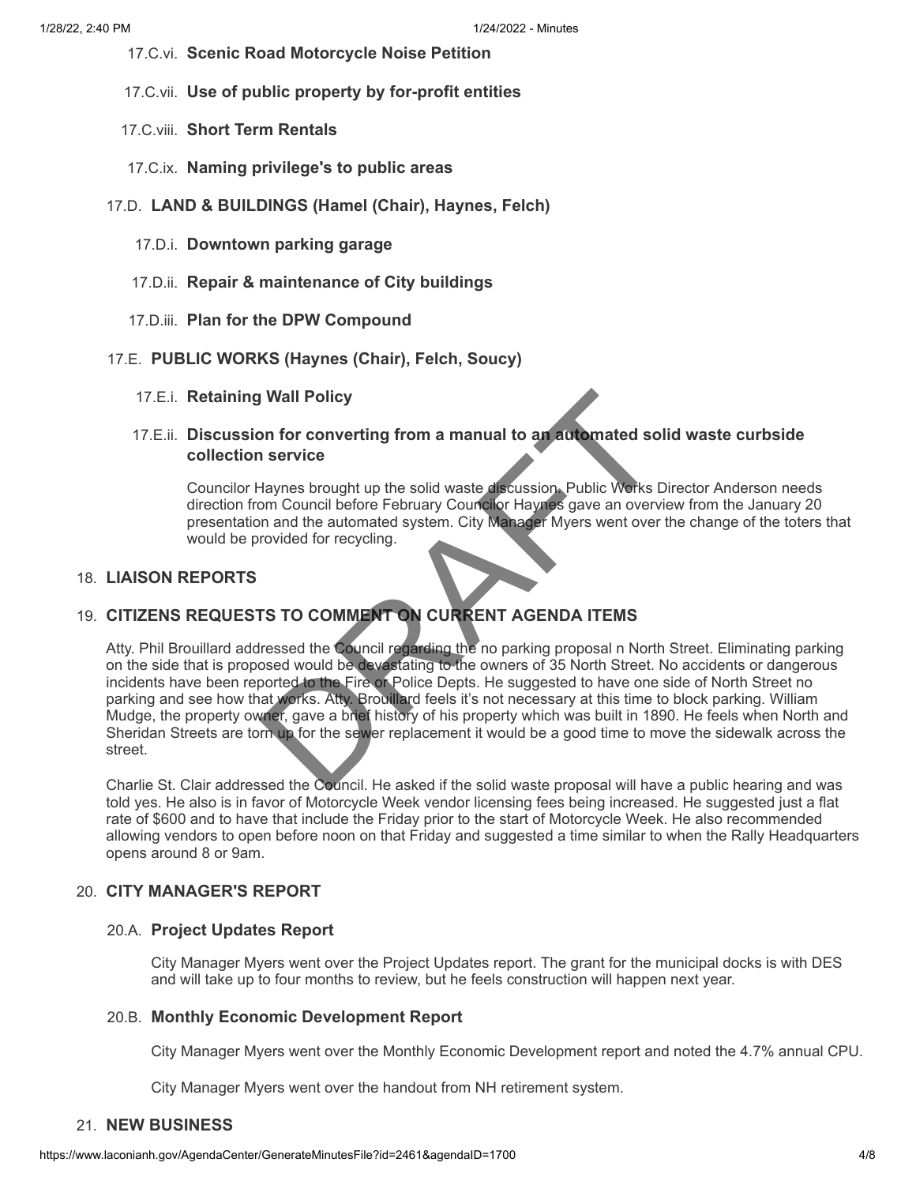17.C.vi. **Scenic Road Motorcycle Noise Petition**

17.C.vii. **Use of public property by for-profit entities**

17.C.viii. **Short Term Rentals**

17.C.ix. **Naming privilege's to public areas**

17.D. **LAND & BUILDINGS (Hamel (Chair), Haynes, Felch)**

17.D.i. **Downtown parking garage**

17.D.ii. **Repair & maintenance of City buildings**

17.D.iii. **Plan for the DPW Compound**

17.E. **PUBLIC WORKS (Haynes (Chair), Felch, Soucy)**

17.E.i. **Retaining Wall Policy**

17.E.ii. **Discussion for converting from a manual to an automated solid waste curbside collection service**

Councilor Haynes brought up the solid waste discussion. Public Works Director Anderson needs direction from Council before February Councilor Haynes gave an overview from the January 20 presentation and the automated system. City Manager Myers went over the change of the toters that would be provided for recycling.

## 18. LIAISON REPORTS

## 19. CITIZENS REQUESTS TO COMMENT ON CURRENT AGENDA ITEMS

Atty. Phil Brouillard addressed the Council regarding the no parking proposal n North Street. Eliminating parking on the side that is proposed would be devastating to the owners of 35 North Street. No accidents or dangerous incidents have been reported to the Fire or Police Depts. He suggested to have one side of North Street no parking and see how that works. Atty. Brouillard feels it's not necessary at this time to block parking. William Mudge, the property owner, gave a brief history of his property which was built in 1890. He feels when North and Sheridan Streets are torn up for the sewer replacement it would be a good time to move the sidewalk across the street.

Charlie St. Clair addressed the Council. He asked if the solid waste proposal will have a public hearing and was told yes. He also is in favor of Motorcycle Week vendor licensing fees being increased. He suggested just a flat rate of $600 and to have that include the Friday prior to the start of Motorcycle Week. He also recommended allowing vendors to open before noon on that Friday and suggested a time similar to when the Rally Headquarters opens around 8 or 9am.

## 20. CITY MANAGER'S REPORT

### 20.A. Project Updates Report

City Manager Myers went over the Project Updates report. The grant for the municipal docks is with DES and will take up to four months to review, but he feels construction will happen next year.

### 20.B. Monthly Economic Development Report

City Manager Myers went over the Monthly Economic Development report and noted the 4.7% annual CPU.

City Manager Myers went over the handout from NH retirement system.

## 21. NEW BUSINESS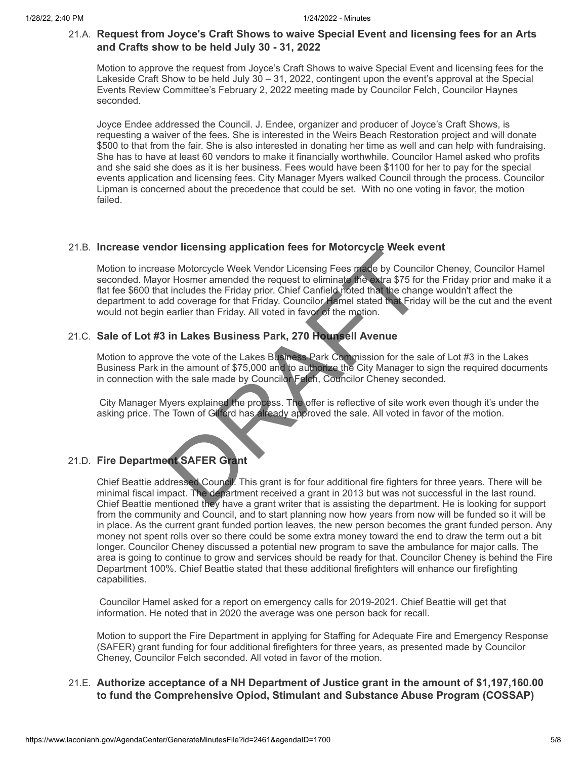### 21.A. Request from Joyce's Craft Shows to waive Special Event and licensing fees for an Arts and Crafts show to be held July 30 - 31, 2022

Motion to approve the request from Joyce's Craft Shows to waive Special Event and licensing fees for the Lakeside Craft Show to be held July 30 – 31, 2022, contingent upon the event's approval at the Special Events Review Committee's February 2, 2022 meeting made by Councilor Felch, Councilor Haynes seconded.

Joyce Endee addressed the Council. J. Endee, organizer and producer of Joyce's Craft Shows, is requesting a waiver of the fees. She is interested in the Weirs Beach Restoration project and will donate $500 to that from the fair. She is also interested in donating her time as well and can help with fundraising. She has to have at least 60 vendors to make it financially worthwhile. Councilor Hamel asked who profits and she said she does as it is her business. Fees would have been $1100 for her to pay for the special events application and licensing fees. City Manager Myers walked Council through the process. Councilor Lipman is concerned about the precedence that could be set. With no one voting in favor, the motion failed.

### 21.B. Increase vendor licensing application fees for Motorcycle Week event

Motion to increase Motorcycle Week Vendor Licensing Fees made by Councilor Cheney, Councilor Hamel seconded. Mayor Hosmer amended the request to eliminate the extra $75 for the Friday prior and make it a flat fee $600 that includes the Friday prior. Chief Canfield noted that the change wouldn't affect the department to add coverage for that Friday. Councilor Hamel stated that Friday will be the cut and the event would not begin earlier than Friday. All voted in favor of the motion.

### 21.C. Sale of Lot #3 in Lakes Business Park, 270 Hounsell Avenue

Motion to approve the vote of the Lakes Business Park Commission for the sale of Lot #3 in the Lakes Business Park in the amount of $75,000 and to authorize the City Manager to sign the required documents in connection with the sale made by Councilor Felch, Councilor Cheney seconded.

City Manager Myers explained the process. The offer is reflective of site work even though it's under the asking price. The Town of Gilford has already approved the sale. All voted in favor of the motion.

### 21.D. Fire Department SAFER Grant

Chief Beattie addressed Council. This grant is for four additional fire fighters for three years. There will be minimal fiscal impact. The department received a grant in 2013 but was not successful in the last round. Chief Beattie mentioned they have a grant writer that is assisting the department. He is looking for support from the community and Council, and to start planning now how years from now will be funded so it will be in place. As the current grant funded portion leaves, the new person becomes the grant funded person. Any money not spent rolls over so there could be some extra money toward the end to draw the term out a bit longer. Councilor Cheney discussed a potential new program to save the ambulance for major calls. The area is going to continue to grow and services should be ready for that. Councilor Cheney is behind the Fire Department 100%. Chief Beattie stated that these additional firefighters will enhance our firefighting capabilities.

Councilor Hamel asked for a report on emergency calls for 2019-2021. Chief Beattie will get that information. He noted that in 2020 the average was one person back for recall.

Motion to support the Fire Department in applying for Staffing for Adequate Fire and Emergency Response (SAFER) grant funding for four additional firefighters for three years, as presented made by Councilor Cheney, Councilor Felch seconded. All voted in favor of the motion.

### 21.E. Authorize acceptance of a NH Department of Justice grant in the amount of $1,197,160.00 to fund the Comprehensive Opiod, Stimulant and Substance Abuse Program (COSSAP)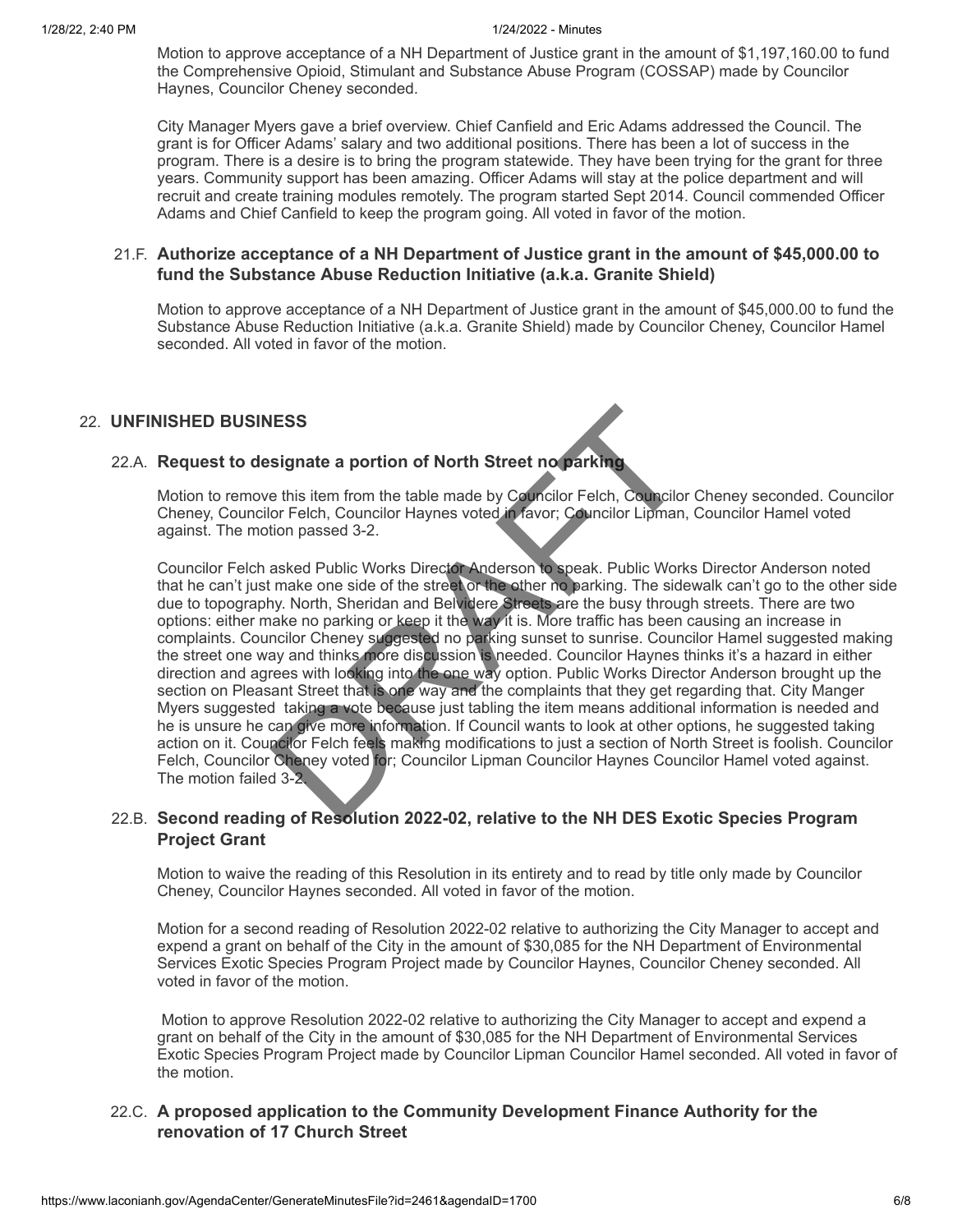Motion to approve acceptance of a NH Department of Justice grant in the amount of $1,197,160.00 to fund the Comprehensive Opioid, Stimulant and Substance Abuse Program (COSSAP) made by Councilor Haynes, Councilor Cheney seconded.

City Manager Myers gave a brief overview. Chief Canfield and Eric Adams addressed the Council. The grant is for Officer Adams' salary and two additional positions. There has been a lot of success in the program. There is a desire is to bring the program statewide. They have been trying for the grant for three years. Community support has been amazing. Officer Adams will stay at the police department and will recruit and create training modules remotely. The program started Sept 2014. Council commended Officer Adams and Chief Canfield to keep the program going. All voted in favor of the motion.

### 21.F. Authorize acceptance of a NH Department of Justice grant in the amount of $45,000.00 to fund the Substance Abuse Reduction Initiative (a.k.a. Granite Shield)

Motion to approve acceptance of a NH Department of Justice grant in the amount of $45,000.00 to fund the Substance Abuse Reduction Initiative (a.k.a. Granite Shield) made by Councilor Cheney, Councilor Hamel seconded. All voted in favor of the motion.

## 22. UNFINISHED BUSINESS

### 22.A. Request to designate a portion of North Street no parking

Motion to remove this item from the table made by Councilor Felch, Councilor Cheney seconded. Councilor Cheney, Councilor Felch, Councilor Haynes voted in favor; Councilor Lipman, Councilor Hamel voted against. The motion passed 3-2.

Councilor Felch asked Public Works Director Anderson to speak. Public Works Director Anderson noted that he can't just make one side of the street or the other no parking. The sidewalk can't go to the other side due to topography. North, Sheridan and Belvidere Streets are the busy through streets. There are two options: either make no parking or keep it the way it is. More traffic has been causing an increase in complaints. Councilor Cheney suggested no parking sunset to sunrise. Councilor Hamel suggested making the street one way and thinks more discussion is needed. Councilor Haynes thinks it's a hazard in either direction and agrees with looking into the one way option. Public Works Director Anderson brought up the section on Pleasant Street that is one way and the complaints that they get regarding that. City Manger Myers suggested taking a vote because just tabling the item means additional information is needed and he is unsure he can give more information. If Council wants to look at other options, he suggested taking action on it. Councilor Felch feels making modifications to just a section of North Street is foolish. Councilor Felch, Councilor Cheney voted for; Councilor Lipman Councilor Haynes Councilor Hamel voted against. The motion failed 3-2.

### 22.B. Second reading of Resolution 2022-02, relative to the NH DES Exotic Species Program Project Grant

Motion to waive the reading of this Resolution in its entirety and to read by title only made by Councilor Cheney, Councilor Haynes seconded. All voted in favor of the motion.

Motion for a second reading of Resolution 2022-02 relative to authorizing the City Manager to accept and expend a grant on behalf of the City in the amount of $30,085 for the NH Department of Environmental Services Exotic Species Program Project made by Councilor Haynes, Councilor Cheney seconded. All voted in favor of the motion.

Motion to approve Resolution 2022-02 relative to authorizing the City Manager to accept and expend a grant on behalf of the City in the amount of $30,085 for the NH Department of Environmental Services Exotic Species Program Project made by Councilor Lipman Councilor Hamel seconded. All voted in favor of the motion.

### 22.C. A proposed application to the Community Development Finance Authority for the renovation of 17 Church Street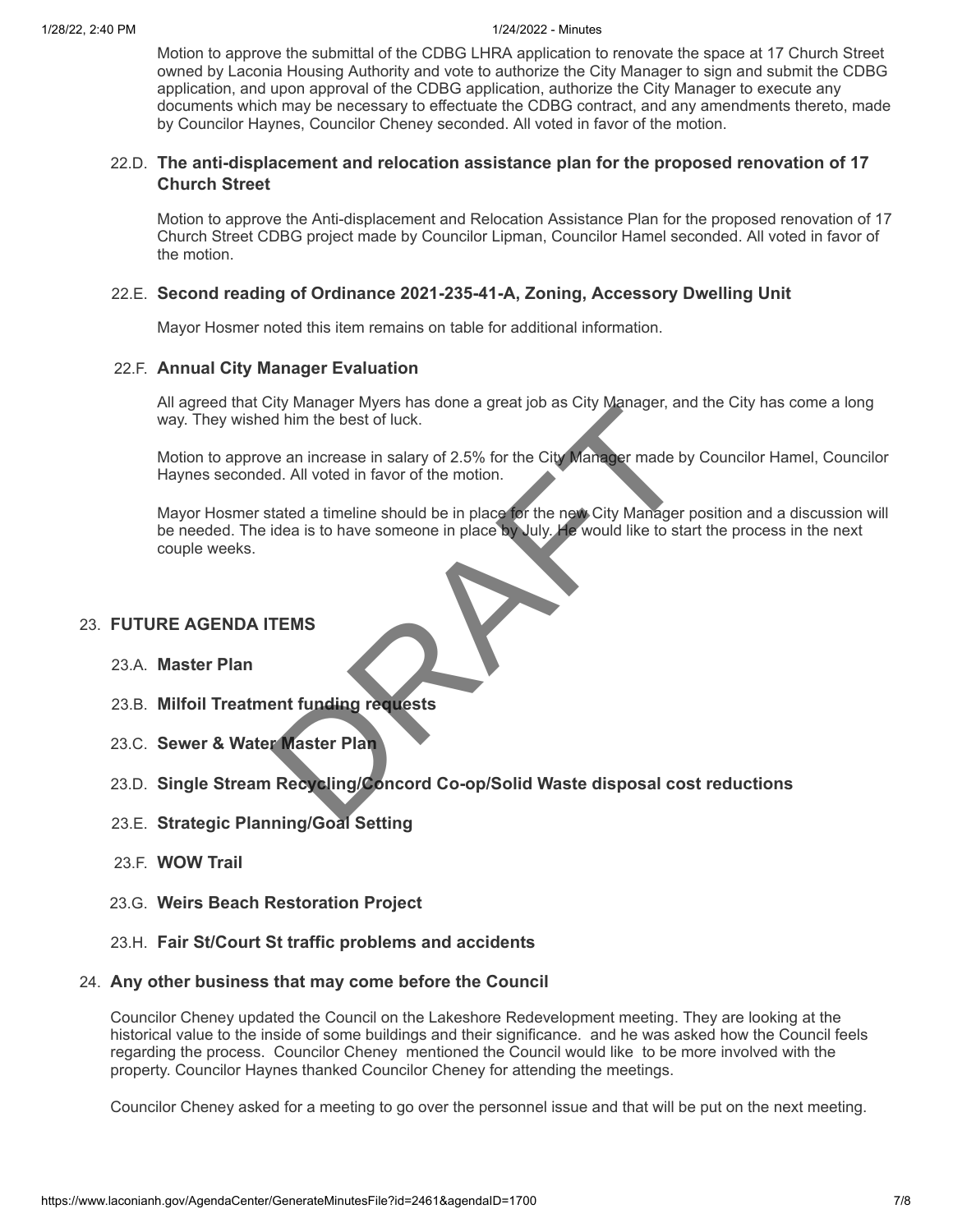Motion to approve the submittal of the CDBG LHRA application to renovate the space at 17 Church Street owned by Laconia Housing Authority and vote to authorize the City Manager to sign and submit the CDBG application, and upon approval of the CDBG application, authorize the City Manager to execute any documents which may be necessary to effectuate the CDBG contract, and any amendments thereto, made by Councilor Haynes, Councilor Cheney seconded. All voted in favor of the motion.

### 22.D. The anti-displacement and relocation assistance plan for the proposed renovation of 17 Church Street

Motion to approve the Anti-displacement and Relocation Assistance Plan for the proposed renovation of 17 Church Street CDBG project made by Councilor Lipman, Councilor Hamel seconded. All voted in favor of the motion.

### 22.E. Second reading of Ordinance 2021-235-41-A, Zoning, Accessory Dwelling Unit

Mayor Hosmer noted this item remains on table for additional information.

### 22.F. Annual City Manager Evaluation

All agreed that City Manager Myers has done a great job as City Manager, and the City has come a long way. They wished him the best of luck.

Motion to approve an increase in salary of 2.5% for the City Manager made by Councilor Hamel, Councilor Haynes seconded. All voted in favor of the motion.

Mayor Hosmer stated a timeline should be in place for the new City Manager position and a discussion will be needed. The idea is to have someone in place by July. He would like to start the process in the next couple weeks.

DRAFT

## 23. FUTURE AGENDA ITEMS

### 23.A. Master Plan

### 23.B. Milfoil Treatment funding requests

### 23.C. Sewer & Water Master Plan

### 23.D. Single Stream Recycling/Concord Co-op/Solid Waste disposal cost reductions

### 23.E. Strategic Planning/Goal Setting

### 23.F. WOW Trail

### 23.G. Weirs Beach Restoration Project

### 23.H. Fair St/Court St traffic problems and accidents

## 24. Any other business that may come before the Council

Councilor Cheney updated the Council on the Lakeshore Redevelopment meeting. They are looking at the historical value to the inside of some buildings and their significance. and he was asked how the Council feels regarding the process. Councilor Cheney mentioned the Council would like to be more involved with the property. Councilor Haynes thanked Councilor Cheney for attending the meetings.

Councilor Cheney asked for a meeting to go over the personnel issue and that will be put on the next meeting.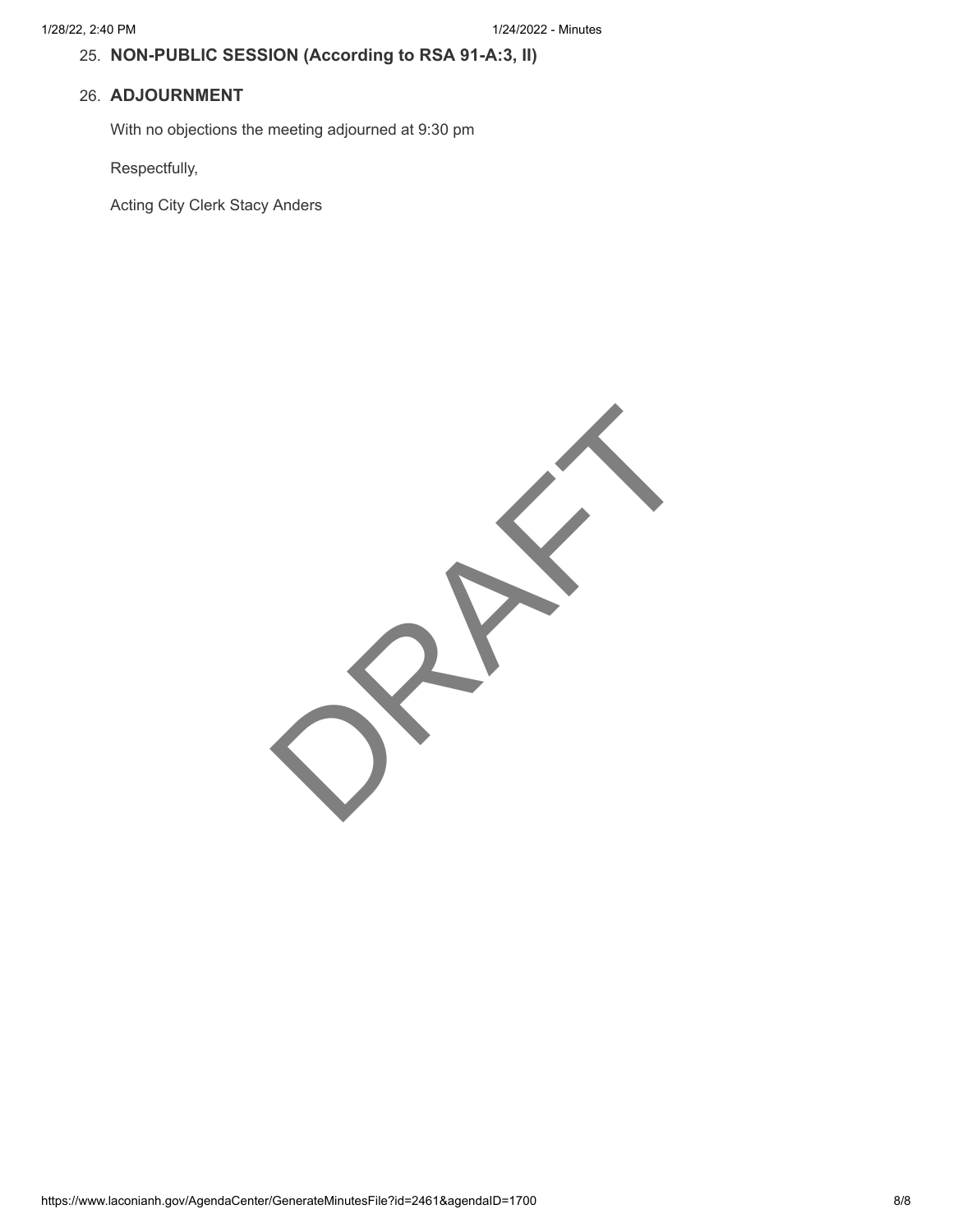25. **NON-PUBLIC SESSION (According to RSA 91-A:3, II)**

26. **ADJOURNMENT**

With no objections the meeting adjourned at 9:30 pm

Respectfully,

Acting City Clerk Stacy Anders

DRAFT